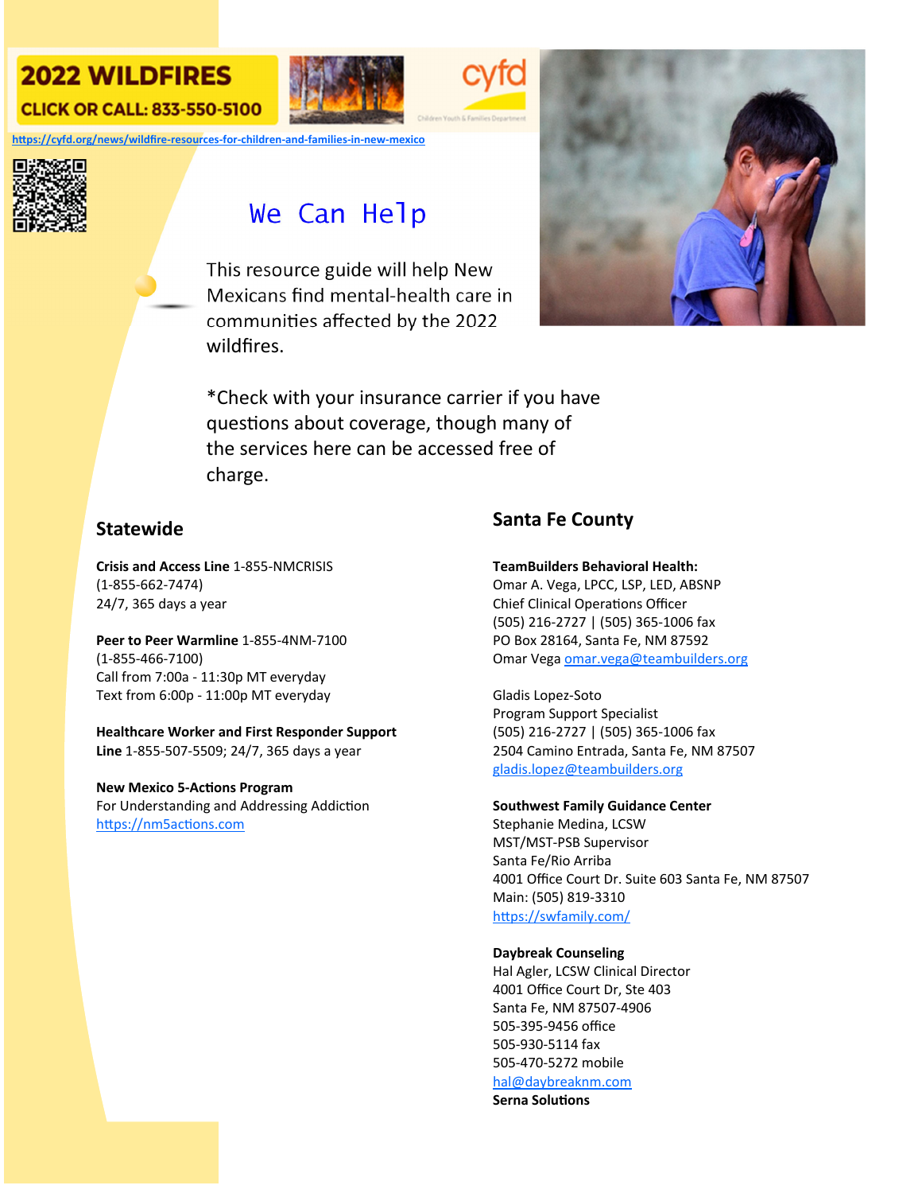**2022 WILDFIRES**
**CLICK OR CALL: 833-550-5100**

https://cyfd.org/news/wildfire-resources-for-children-and-families-in-new-mexico

# We Can Help

This resource guide will help New Mexicans find mental-health care in communities affected by the 2022 wildfires.

*Check with your insurance carrier if you have questions about coverage, though many of the services here can be accessed free of charge.

## Statewide

**Crisis and Access Line** 1-855-NMCRISIS
(1-855-662-7474)
24/7, 365 days a year

**Peer to Peer Warmline** 1-855-4NM-7100
(1-855-466-7100)
Call from 7:00a - 11:30p MT everyday
Text from 6:00p - 11:00p MT everyday

**Healthcare Worker and First Responder Support Line** 1-855-507-5509; 24/7, 365 days a year

**New Mexico 5-Actions Program**
For Understanding and Addressing Addiction
https://nm5actions.com

## Santa Fe County

**TeamBuilders Behavioral Health:**
Omar A. Vega, LPCC, LSP, LED, ABSNP
Chief Clinical Operations Officer
(505) 216-2727 | (505) 365-1006 fax
PO Box 28164, Santa Fe, NM 87592
Omar Vega omar.vega@teambuilders.org

Gladis Lopez-Soto
Program Support Specialist
(505) 216-2727 | (505) 365-1006 fax
2504 Camino Entrada, Santa Fe, NM 87507
gladis.lopez@teambuilders.org

**Southwest Family Guidance Center**
Stephanie Medina, LCSW
MST/MST-PSB Supervisor
Santa Fe/Rio Arriba
4001 Office Court Dr. Suite 603 Santa Fe, NM 87507
Main: (505) 819-3310
https://swfamily.com/

**Daybreak Counseling**
Hal Agler, LCSW Clinical Director
4001 Office Court Dr, Ste 403
Santa Fe, NM 87507-4906
505-395-9456 office
505-930-5114 fax
505-470-5272 mobile
hal@daybreaknm.com

**Serna Solutions**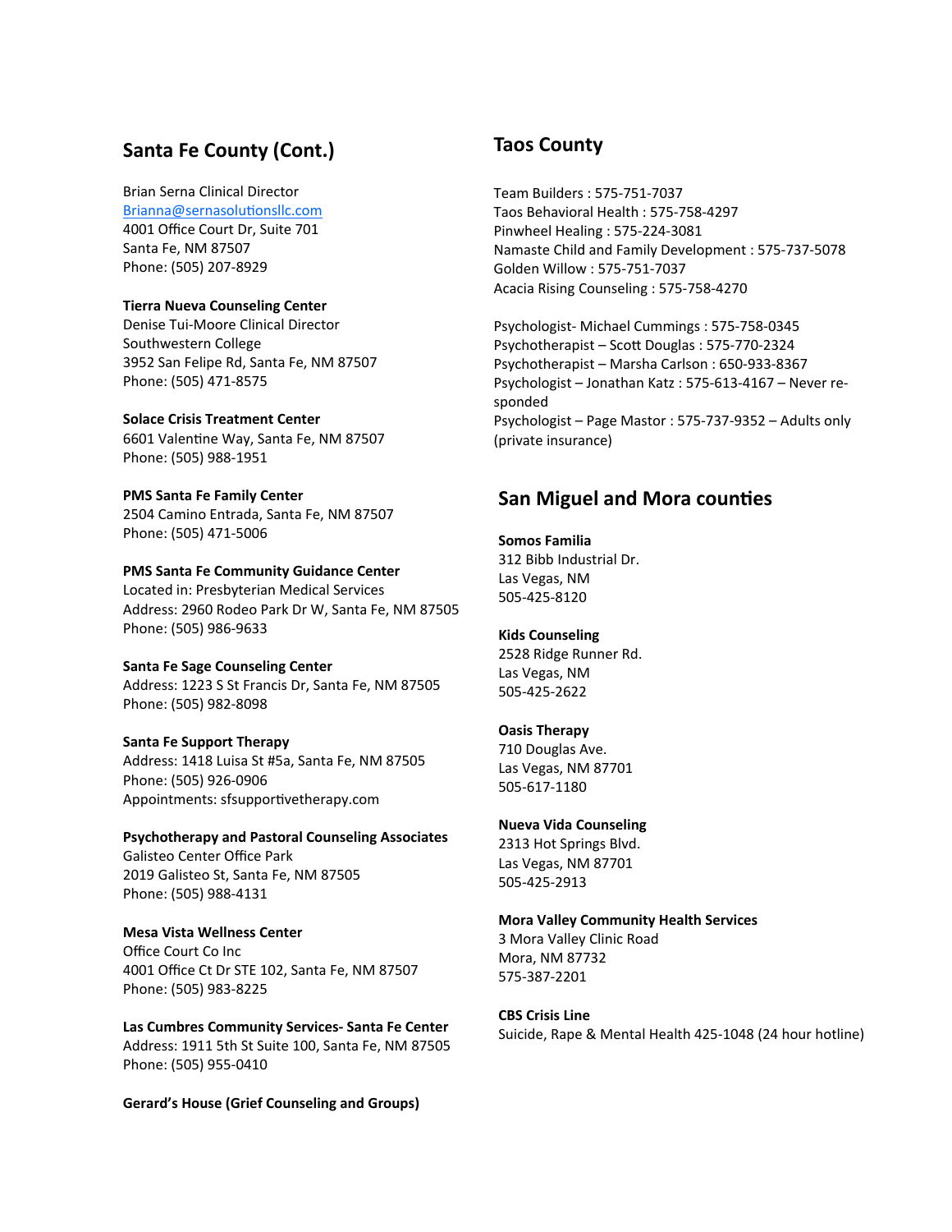## Santa Fe County (Cont.)

Brian Serna Clinical Director
Brianna@sernasolutionsllc.com
4001 Office Court Dr, Suite 701
Santa Fe, NM 87507
Phone: (505) 207-8929

**Tierra Nueva Counseling Center**
Denise Tui-Moore Clinical Director
Southwestern College
3952 San Felipe Rd, Santa Fe, NM 87507
Phone: (505) 471-8575

**Solace Crisis Treatment Center**
6601 Valentine Way, Santa Fe, NM 87507
Phone: (505) 988-1951

**PMS Santa Fe Family Center**
2504 Camino Entrada, Santa Fe, NM 87507
Phone: (505) 471-5006

**PMS Santa Fe Community Guidance Center**
Located in: Presbyterian Medical Services
Address: 2960 Rodeo Park Dr W, Santa Fe, NM 87505
Phone: (505) 986-9633

**Santa Fe Sage Counseling Center**
Address: 1223 S St Francis Dr, Santa Fe, NM 87505
Phone: (505) 982-8098

**Santa Fe Support Therapy**
Address: 1418 Luisa St #5a, Santa Fe, NM 87505
Phone: (505) 926-0906
Appointments: sfsupportivetherapy.com

**Psychotherapy and Pastoral Counseling Associates**
Galisteo Center Office Park
2019 Galisteo St, Santa Fe, NM 87505
Phone: (505) 988-4131

**Mesa Vista Wellness Center**
Office Court Co Inc
4001 Office Ct Dr STE 102, Santa Fe, NM 87507
Phone: (505) 983-8225

**Las Cumbres Community Services- Santa Fe Center**
Address: 1911 5th St Suite 100, Santa Fe, NM 87505
Phone: (505) 955-0410

**Gerard's House (Grief Counseling and Groups)**

## Taos County

Team Builders : 575-751-7037
Taos Behavioral Health : 575-758-4297
Pinwheel Healing : 575-224-3081
Namaste Child and Family Development : 575-737-5078
Golden Willow : 575-751-7037
Acacia Rising Counseling : 575-758-4270

Psychologist- Michael Cummings : 575-758-0345
Psychotherapist – Scott Douglas : 575-770-2324
Psychotherapist – Marsha Carlson : 650-933-8367
Psychologist – Jonathan Katz : 575-613-4167 – Never responded
Psychologist – Page Mastor : 575-737-9352 – Adults only (private insurance)

## San Miguel and Mora counties

**Somos Familia**
312 Bibb Industrial Dr.
Las Vegas, NM
505-425-8120

**Kids Counseling**
2528 Ridge Runner Rd.
Las Vegas, NM
505-425-2622

**Oasis Therapy**
710 Douglas Ave.
Las Vegas, NM 87701
505-617-1180

**Nueva Vida Counseling**
2313 Hot Springs Blvd.
Las Vegas, NM 87701
505-425-2913

**Mora Valley Community Health Services**
3 Mora Valley Clinic Road
Mora, NM 87732
575-387-2201

**CBS Crisis Line**
Suicide, Rape & Mental Health 425-1048 (24 hour hotline)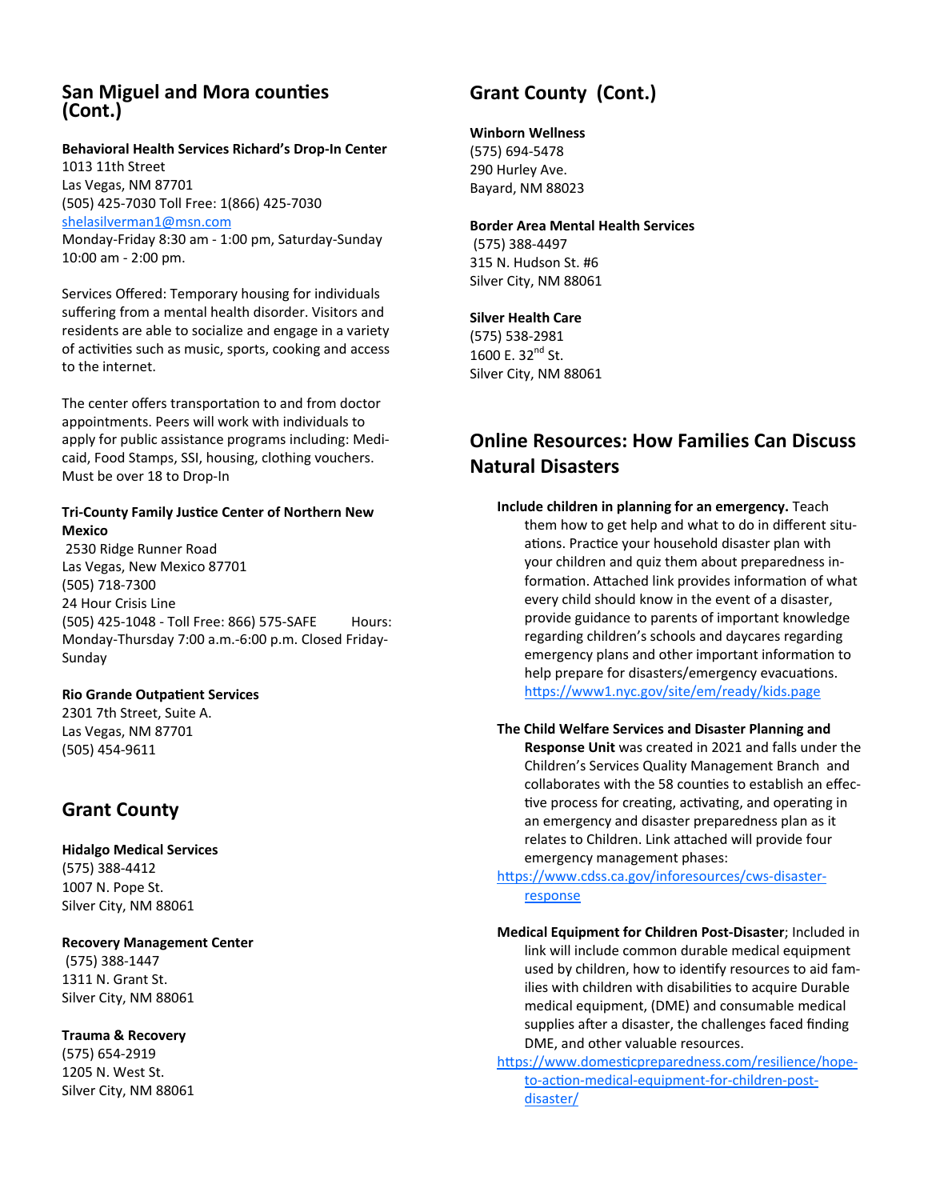## San Miguel and Mora counties (Cont.)

**Behavioral Health Services Richard's Drop-In Center**
1013 11th Street
Las Vegas, NM 87701
(505) 425-7030 Toll Free: 1(866) 425-7030
shelasilverman1@msn.com
Monday-Friday 8:30 am - 1:00 pm, Saturday-Sunday 10:00 am - 2:00 pm.

Services Offered: Temporary housing for individuals suffering from a mental health disorder. Visitors and residents are able to socialize and engage in a variety of activities such as music, sports, cooking and access to the internet.

The center offers transportation to and from doctor appointments. Peers will work with individuals to apply for public assistance programs including: Medicaid, Food Stamps, SSI, housing, clothing vouchers. Must be over 18 to Drop-In

**Tri-County Family Justice Center of Northern New Mexico**
2530 Ridge Runner Road
Las Vegas, New Mexico 87701
(505) 718-7300
24 Hour Crisis Line
(505) 425-1048 - Toll Free: 866) 575-SAFE Hours: Monday-Thursday 7:00 a.m.-6:00 p.m. Closed Friday-Sunday

**Rio Grande Outpatient Services**
2301 7th Street, Suite A.
Las Vegas, NM 87701
(505) 454-9611

## Grant County

**Hidalgo Medical Services**
(575) 388-4412
1007 N. Pope St.
Silver City, NM 88061

**Recovery Management Center**
(575) 388-1447
1311 N. Grant St.
Silver City, NM 88061

**Trauma & Recovery**
(575) 654-2919
1205 N. West St.
Silver City, NM 88061

## Grant County (Cont.)

**Winborn Wellness**
(575) 694-5478
290 Hurley Ave.
Bayard, NM 88023

**Border Area Mental Health Services**
(575) 388-4497
315 N. Hudson St. #6
Silver City, NM 88061

**Silver Health Care**
(575) 538-2981
1600 E. 32nd St.
Silver City, NM 88061

## Online Resources: How Families Can Discuss Natural Disasters

**Include children in planning for an emergency.** Teach them how to get help and what to do in different situations. Practice your household disaster plan with your children and quiz them about preparedness information. Attached link provides information of what every child should know in the event of a disaster, provide guidance to parents of important knowledge regarding children's schools and daycares regarding emergency plans and other important information to help prepare for disasters/emergency evacuations. https://www1.nyc.gov/site/em/ready/kids.page

**The Child Welfare Services and Disaster Planning and Response Unit** was created in 2021 and falls under the Children's Services Quality Management Branch and collaborates with the 58 counties to establish an effective process for creating, activating, and operating in an emergency and disaster preparedness plan as it relates to Children. Link attached will provide four emergency management phases: https://www.cdss.ca.gov/inforesources/cws-disaster-response

**Medical Equipment for Children Post-Disaster**; Included in link will include common durable medical equipment used by children, how to identify resources to aid families with children with disabilities to acquire Durable medical equipment, (DME) and consumable medical supplies after a disaster, the challenges faced finding DME, and other valuable resources. https://www.domesticpreparedness.com/resilience/hope-to-action-medical-equipment-for-children-post-disaster/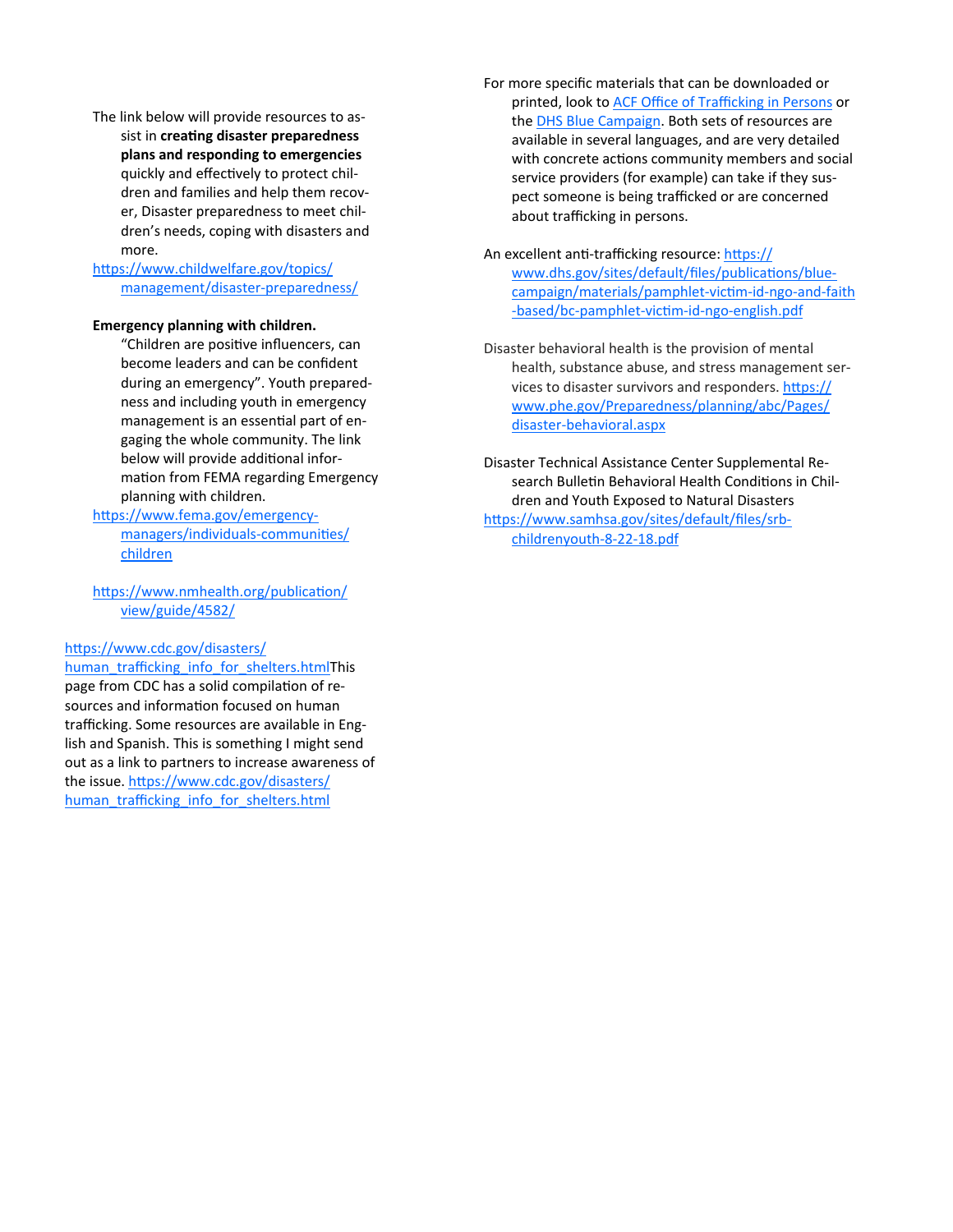The link below will provide resources to assist in **creating disaster preparedness plans and responding to emergencies** quickly and effectively to protect children and families and help them recover, Disaster preparedness to meet children's needs, coping with disasters and more.

https://www.childwelfare.gov/topics/management/disaster-preparedness/

**Emergency planning with children.**

"Children are positive influencers, can become leaders and can be confident during an emergency". Youth preparedness and including youth in emergency management is an essential part of engaging the whole community. The link below will provide additional information from FEMA regarding Emergency planning with children.

https://www.fema.gov/emergency-managers/individuals-communities/children

https://www.nmhealth.org/publication/view/guide/4582/

https://www.cdc.gov/disasters/human_trafficking_info_for_shelters.html This page from CDC has a solid compilation of resources and information focused on human trafficking. Some resources are available in English and Spanish. This is something I might send out as a link to partners to increase awareness of the issue. https://www.cdc.gov/disasters/human_trafficking_info_for_shelters.html

For more specific materials that can be downloaded or printed, look to ACF Office of Trafficking in Persons or the DHS Blue Campaign. Both sets of resources are available in several languages, and are very detailed with concrete actions community members and social service providers (for example) can take if they suspect someone is being trafficked or are concerned about trafficking in persons.

An excellent anti-trafficking resource: https://www.dhs.gov/sites/default/files/publications/blue-campaign/materials/pamphlet-victim-id-ngo-and-faith-based/bc-pamphlet-victim-id-ngo-english.pdf

Disaster behavioral health is the provision of mental health, substance abuse, and stress management services to disaster survivors and responders. https://www.phe.gov/Preparedness/planning/abc/Pages/disaster-behavioral.aspx

Disaster Technical Assistance Center Supplemental Research Bulletin Behavioral Health Conditions in Children and Youth Exposed to Natural Disasters

https://www.samhsa.gov/sites/default/files/srb-childrenyouth-8-22-18.pdf